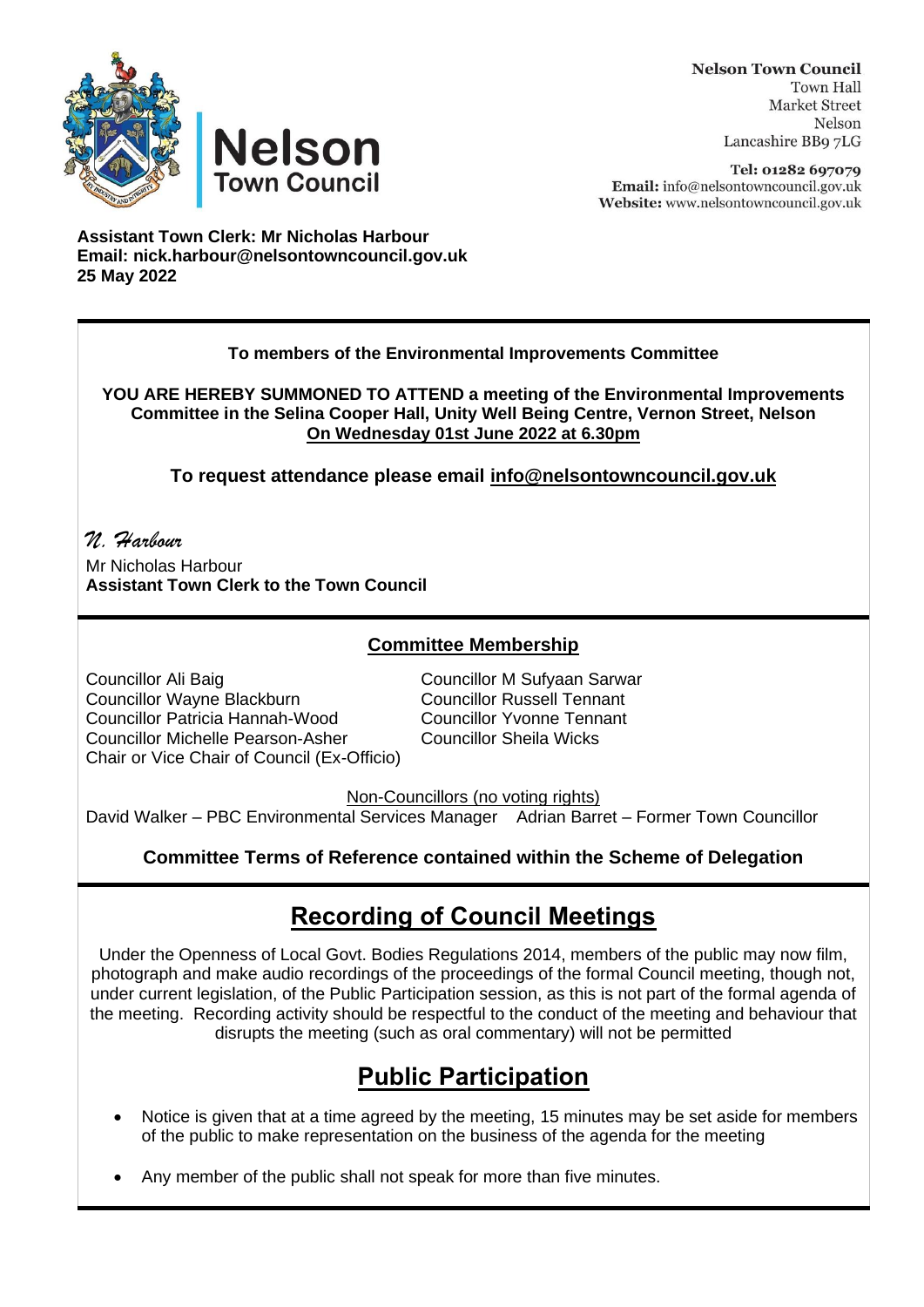**Nelson Town Council**
Town Hall
Market Street
Nelson
Lancashire BB9 7LG

**Tel:** 01282 697079
**Email:** info@nelsontowncouncil.gov.uk
**Website:** www.nelsontowncouncil.gov.uk

**Assistant Town Clerk: Mr Nicholas Harbour**
**Email: nick.harbour@nelsontowncouncil.gov.uk**
**25 May 2022**

**To members of the Environmental Improvements Committee**

**YOU ARE HEREBY SUMMONED TO ATTEND a meeting of the Environmental Improvements Committee in the Selina Cooper Hall, Unity Well Being Centre, Vernon Street, Nelson**
**On Wednesday 01st June 2022 at 6.30pm**

**To request attendance please email info@nelsontowncouncil.gov.uk**

*N. Harbour*
Mr Nicholas Harbour
**Assistant Town Clerk to the Town Council**

## Committee Membership

Councillor Ali Baig
Councillor Wayne Blackburn
Councillor Patricia Hannah-Wood
Councillor Michelle Pearson-Asher
Chair or Vice Chair of Council (Ex-Officio)
Councillor M Sufyaan Sarwar
Councillor Russell Tennant
Councillor Yvonne Tennant
Councillor Sheila Wicks

Non-Councillors (no voting rights)
David Walker – PBC Environmental Services Manager
Adrian Barret – Former Town Councillor

**Committee Terms of Reference contained within the Scheme of Delegation**

# Recording of Council Meetings

Under the Openness of Local Govt. Bodies Regulations 2014, members of the public may now film, photograph and make audio recordings of the proceedings of the formal Council meeting, though not, under current legislation, of the Public Participation session, as this is not part of the formal agenda of the meeting. Recording activity should be respectful to the conduct of the meeting and behaviour that disrupts the meeting (such as oral commentary) will not be permitted

# Public Participation

- Notice is given that at a time agreed by the meeting, 15 minutes may be set aside for members of the public to make representation on the business of the agenda for the meeting
- Any member of the public shall not speak for more than five minutes.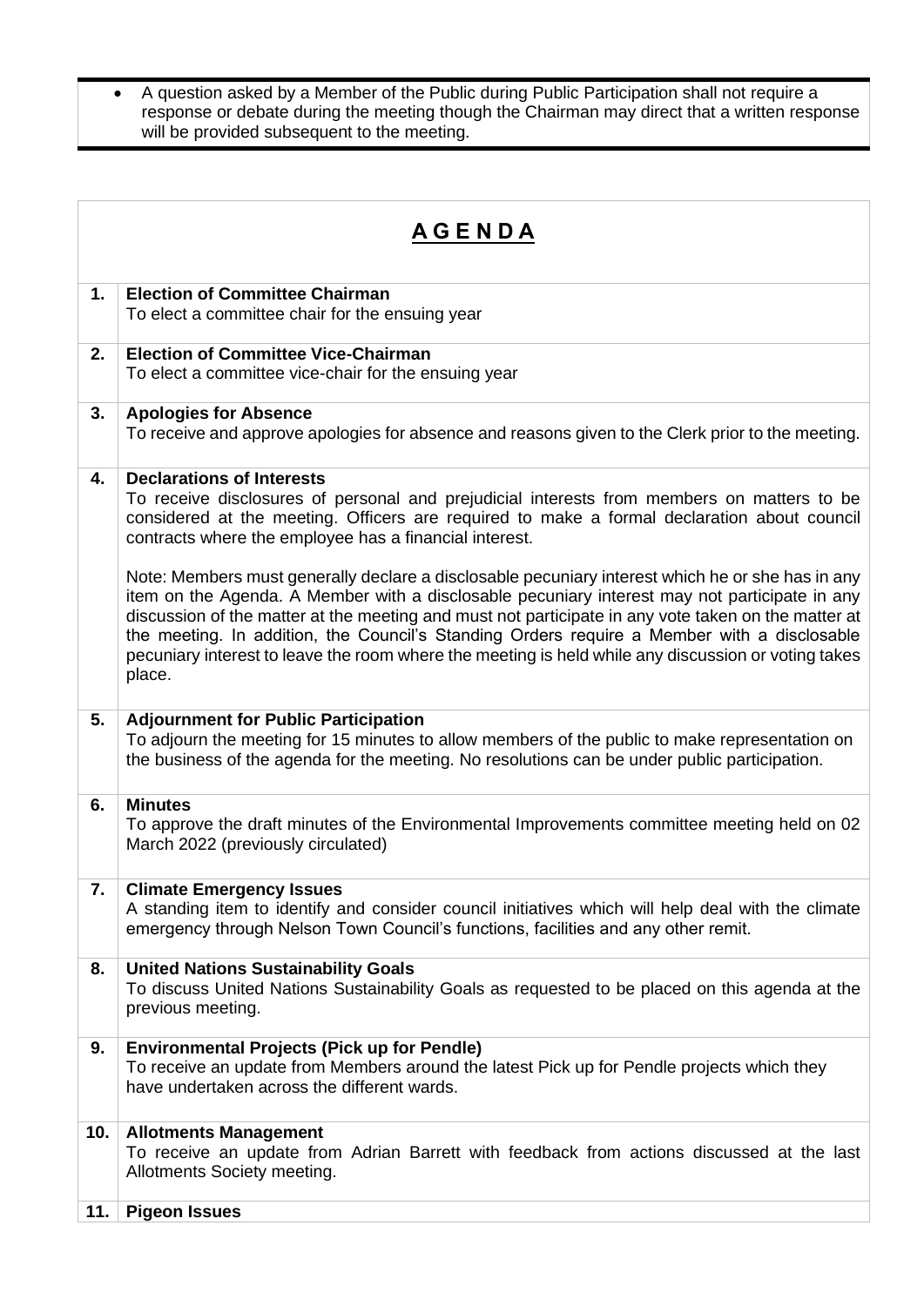- A question asked by a Member of the Public during Public Participation shall not require a response or debate during the meeting though the Chairman may direct that a written response will be provided subsequent to the meeting.

## A G E N D A

| | |
|---|---|
| **1.** | **Election of Committee Chairman**<br>To elect a committee chair for the ensuing year |
| **2.** | **Election of Committee Vice-Chairman**<br>To elect a committee vice-chair for the ensuing year |
| **3.** | **Apologies for Absence**<br>To receive and approve apologies for absence and reasons given to the Clerk prior to the meeting. |
| **4.** | **Declarations of Interests**<br>To receive disclosures of personal and prejudicial interests from members on matters to be considered at the meeting. Officers are required to make a formal declaration about council contracts where the employee has a financial interest.<br><br>Note: Members must generally declare a disclosable pecuniary interest which he or she has in any item on the Agenda. A Member with a disclosable pecuniary interest may not participate in any discussion of the matter at the meeting and must not participate in any vote taken on the matter at the meeting. In addition, the Council's Standing Orders require a Member with a disclosable pecuniary interest to leave the room where the meeting is held while any discussion or voting takes place. |
| **5.** | **Adjournment for Public Participation**<br>To adjourn the meeting for 15 minutes to allow members of the public to make representation on the business of the agenda for the meeting. No resolutions can be under public participation. |
| **6.** | **Minutes**<br>To approve the draft minutes of the Environmental Improvements committee meeting held on 02 March 2022 (previously circulated) |
| **7.** | **Climate Emergency Issues**<br>A standing item to identify and consider council initiatives which will help deal with the climate emergency through Nelson Town Council's functions, facilities and any other remit. |
| **8.** | **United Nations Sustainability Goals**<br>To discuss United Nations Sustainability Goals as requested to be placed on this agenda at the previous meeting. |
| **9.** | **Environmental Projects (Pick up for Pendle)**<br>To receive an update from Members around the latest Pick up for Pendle projects which they have undertaken across the different wards. |
| **10.** | **Allotments Management**<br>To receive an update from Adrian Barrett with feedback from actions discussed at the last Allotments Society meeting. |
| **11.** | **Pigeon Issues** |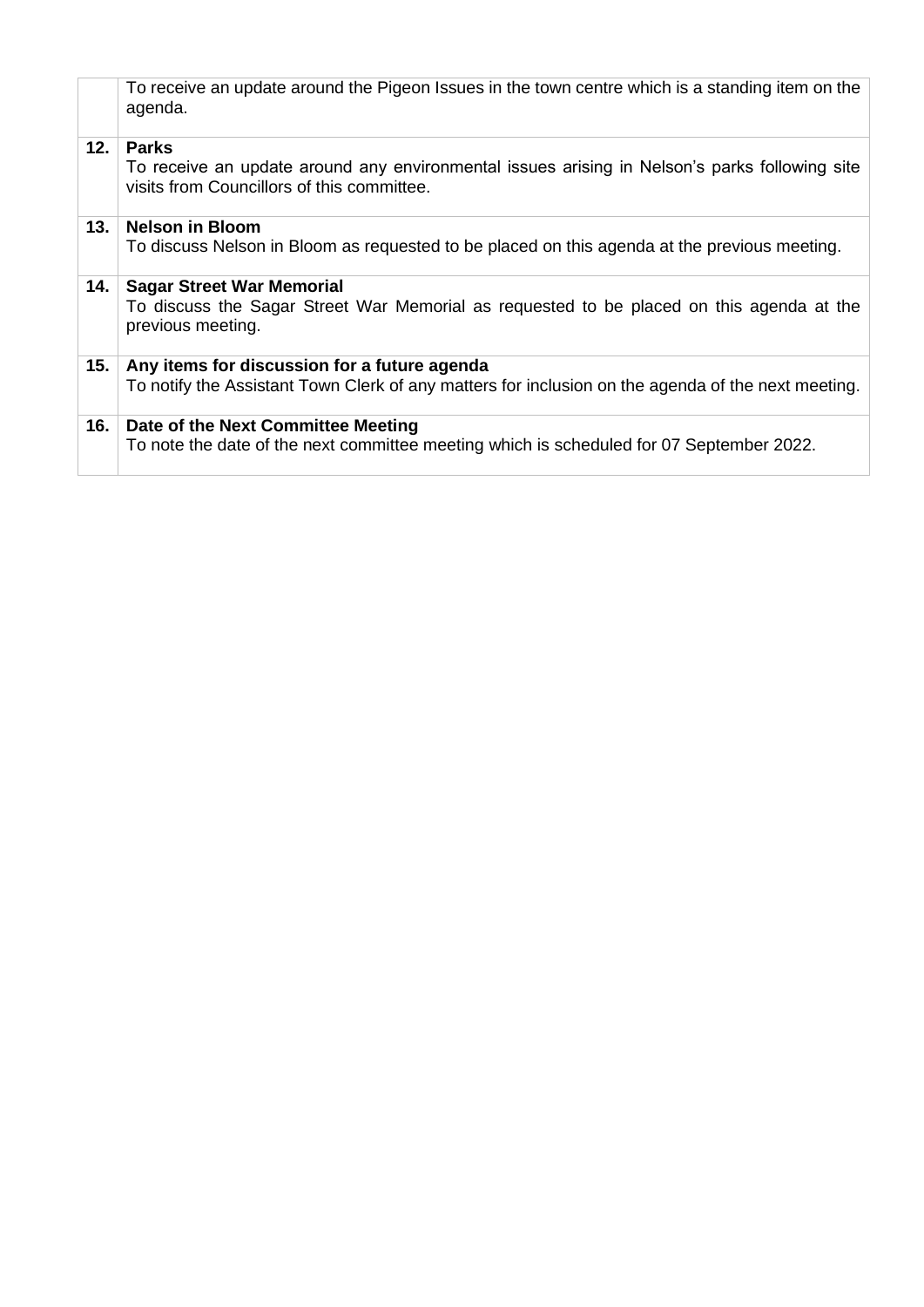| | |
|---|---|
| | To receive an update around the Pigeon Issues in the town centre which is a standing item on the agenda. |
| **12.** | **Parks**<br>To receive an update around any environmental issues arising in Nelson's parks following site visits from Councillors of this committee. |
| **13.** | **Nelson in Bloom**<br>To discuss Nelson in Bloom as requested to be placed on this agenda at the previous meeting. |
| **14.** | **Sagar Street War Memorial**<br>To discuss the Sagar Street War Memorial as requested to be placed on this agenda at the previous meeting. |
| **15.** | **Any items for discussion for a future agenda**<br>To notify the Assistant Town Clerk of any matters for inclusion on the agenda of the next meeting. |
| **16.** | **Date of the Next Committee Meeting**<br>To note the date of the next committee meeting which is scheduled for 07 September 2022. |